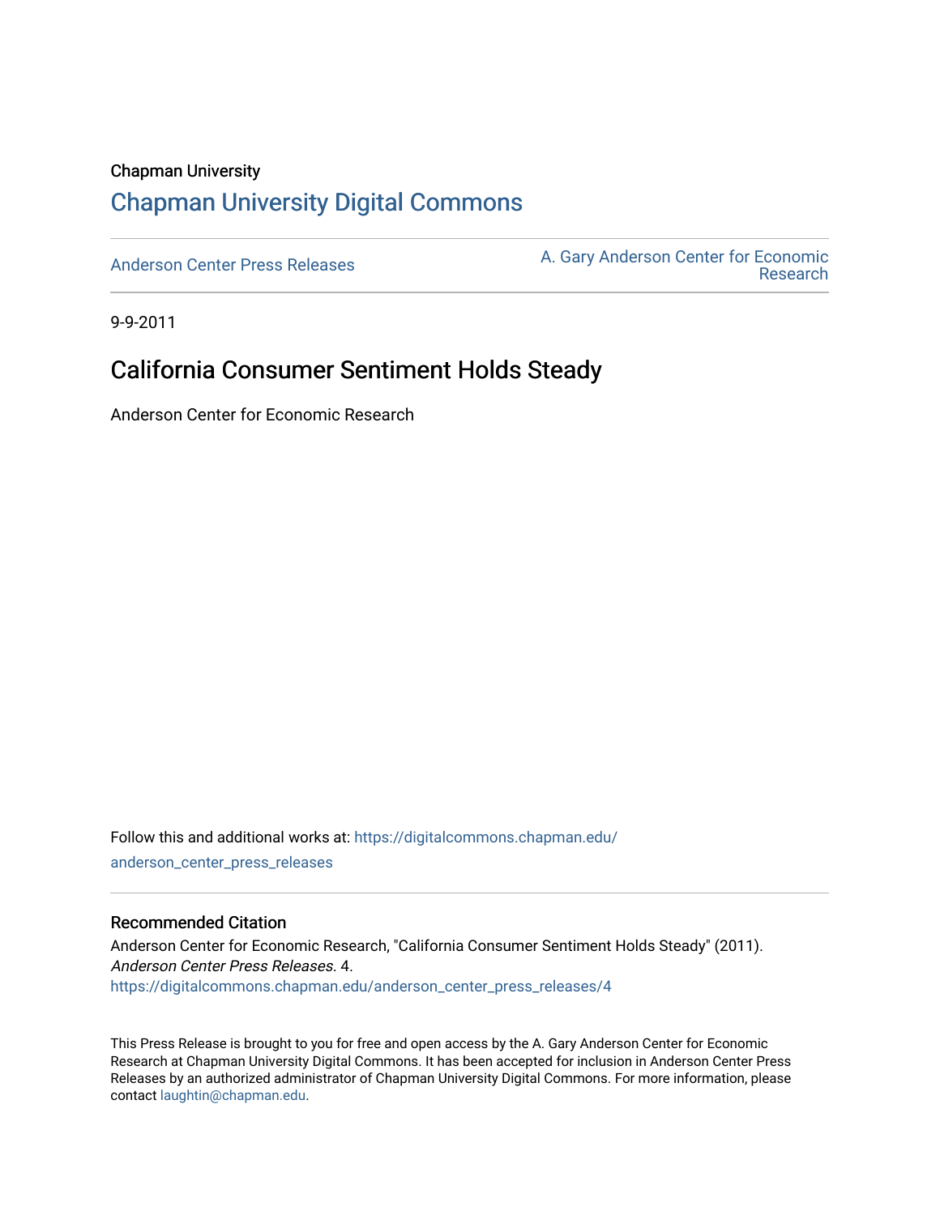Chapman University

# Chapman University Digital Commons

Anderson Center Press Releases

A. Gary Anderson Center for Economic Research

9-9-2011

## California Consumer Sentiment Holds Steady

Anderson Center for Economic Research

Follow this and additional works at: https://digitalcommons.chapman.edu/anderson_center_press_releases

### Recommended Citation

Anderson Center for Economic Research, "California Consumer Sentiment Holds Steady" (2011). *Anderson Center Press Releases*. 4.
https://digitalcommons.chapman.edu/anderson_center_press_releases/4

This Press Release is brought to you for free and open access by the A. Gary Anderson Center for Economic Research at Chapman University Digital Commons. It has been accepted for inclusion in Anderson Center Press Releases by an authorized administrator of Chapman University Digital Commons. For more information, please contact laughtin@chapman.edu.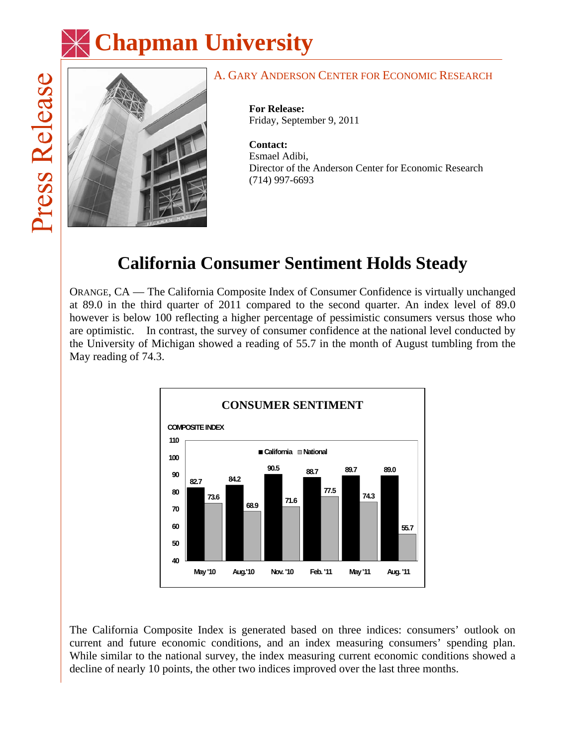# Chapman University

Press Release

A. GARY ANDERSON CENTER FOR ECONOMIC RESEARCH

**For Release:**
Friday, September 9, 2011

**Contact:**
Esmael Adibi,
Director of the Anderson Center for Economic Research
(714) 997-6693

## California Consumer Sentiment Holds Steady

ORANGE, CA — The California Composite Index of Consumer Confidence is virtually unchanged at 89.0 in the third quarter of 2011 compared to the second quarter. An index level of 89.0 however is below 100 reflecting a higher percentage of pessimistic consumers versus those who are optimistic. In contrast, the survey of consumer confidence at the national level conducted by the University of Michigan showed a reading of 55.7 in the month of August tumbling from the May reading of 74.3.

**CONSUMER SENTIMENT**

COMPOSITE INDEX

| | California | National |
|---|---|---|
| May '10 | 82.7 | 73.6 |
| Aug.'10 | 84.2 | 68.9 |
| Nov. '10 | 90.5 | 71.6 |
| Feb. '11 | 88.7 | 77.5 |
| May '11 | 89.7 | 74.3 |
| Aug. '11 | 89.0 | 55.7 |

The California Composite Index is generated based on three indices: consumers' outlook on current and future economic conditions, and an index measuring consumers' spending plan. While similar to the national survey, the index measuring current economic conditions showed a decline of nearly 10 points, the other two indices improved over the last three months.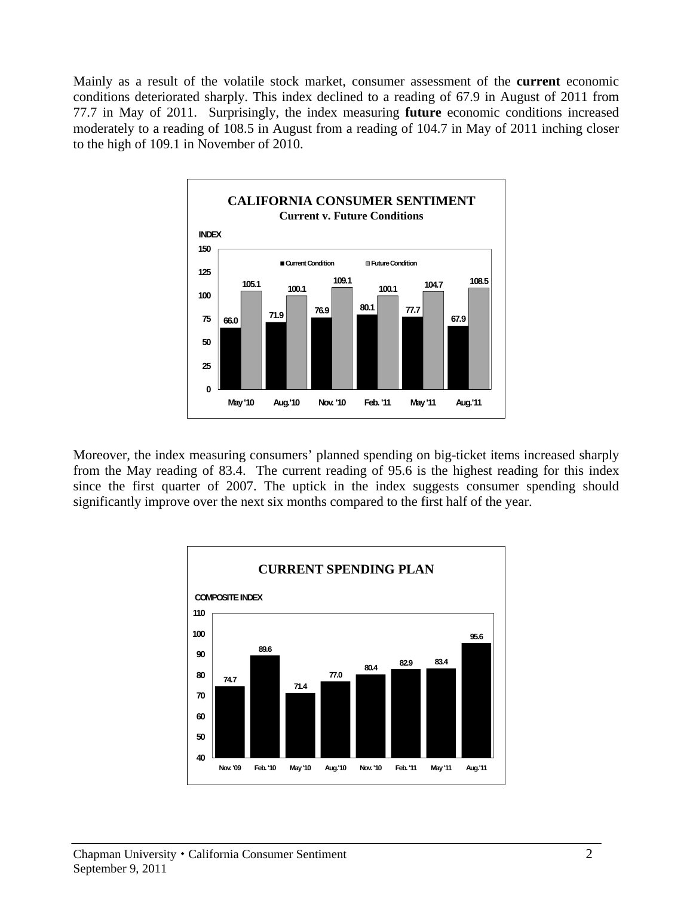Mainly as a result of the volatile stock market, consumer assessment of the **current** economic conditions deteriorated sharply. This index declined to a reading of 67.9 in August of 2011 from 77.7 in May of 2011. Surprisingly, the index measuring **future** economic conditions increased moderately to a reading of 108.5 in August from a reading of 104.7 in May of 2011 inching closer to the high of 109.1 in November of 2010.

**CALIFORNIA CONSUMER SENTIMENT**
**Current v. Future Conditions**

| INDEX | May '10 | Aug.'10 | Nov. '10 | Feb. '11 | May '11 | Aug.'11 |
|---|---|---|---|---|---|---|
| Current Condition | 66.0 | 71.9 | 76.9 | 80.1 | 77.7 | 67.9 |
| Future Condition | 105.1 | 100.1 | 109.1 | 100.1 | 104.7 | 108.5 |

Moreover, the index measuring consumers' planned spending on big-ticket items increased sharply from the May reading of 83.4. The current reading of 95.6 is the highest reading for this index since the first quarter of 2007. The uptick in the index suggests consumer spending should significantly improve over the next six months compared to the first half of the year.

**CURRENT SPENDING PLAN**

| COMPOSITE INDEX | Nov. '09 | Feb. '10 | May '10 | Aug.'10 | Nov. '10 | Feb. '11 | May '11 | Aug.'11 |
|---|---|---|---|---|---|---|---|---|
| Current Spending Plan | 74.7 | 89.6 | 71.4 | 77.0 | 80.4 | 82.9 | 83.4 | 95.6 |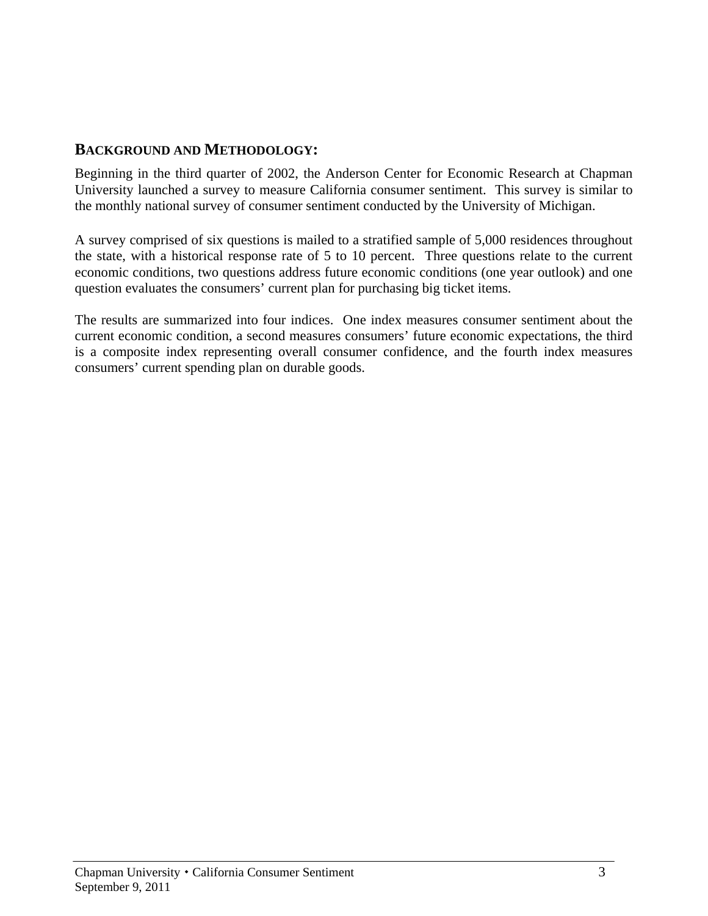## BACKGROUND AND METHODOLOGY:

Beginning in the third quarter of 2002, the Anderson Center for Economic Research at Chapman University launched a survey to measure California consumer sentiment. This survey is similar to the monthly national survey of consumer sentiment conducted by the University of Michigan.

A survey comprised of six questions is mailed to a stratified sample of 5,000 residences throughout the state, with a historical response rate of 5 to 10 percent. Three questions relate to the current economic conditions, two questions address future economic conditions (one year outlook) and one question evaluates the consumers' current plan for purchasing big ticket items.

The results are summarized into four indices. One index measures consumer sentiment about the current economic condition, a second measures consumers' future economic expectations, the third is a composite index representing overall consumer confidence, and the fourth index measures consumers' current spending plan on durable goods.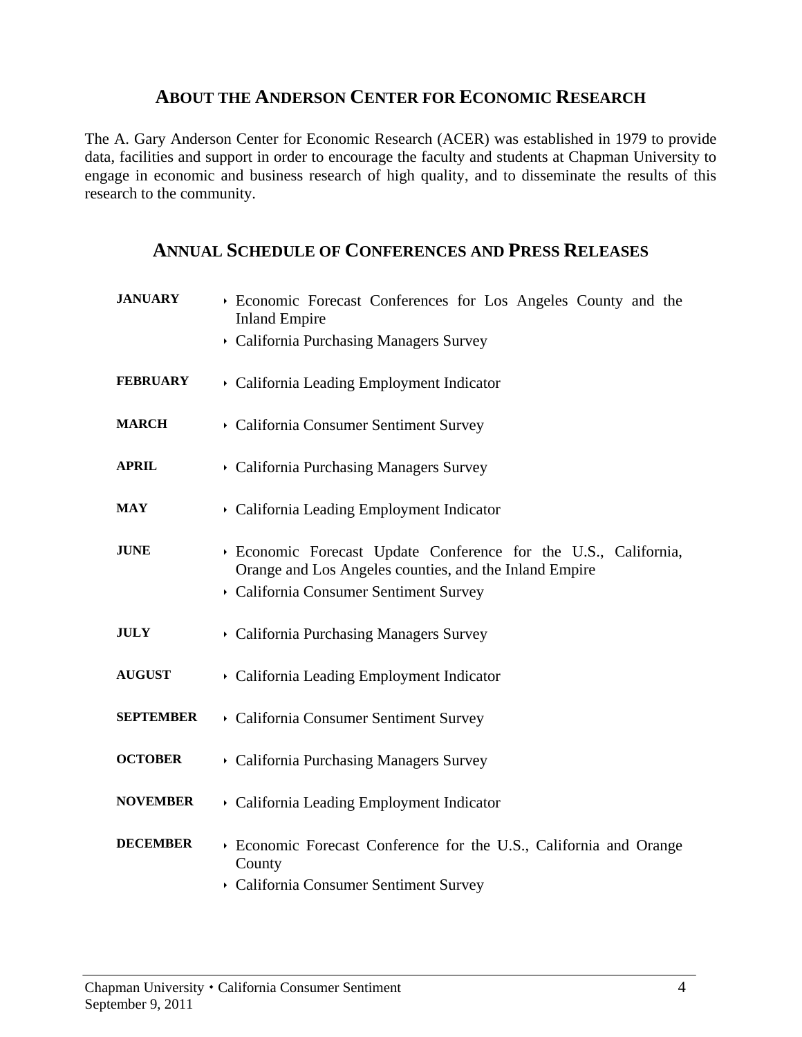## About the Anderson Center for Economic Research

The A. Gary Anderson Center for Economic Research (ACER) was established in 1979 to provide data, facilities and support in order to encourage the faculty and students at Chapman University to engage in economic and business research of high quality, and to disseminate the results of this research to the community.

## Annual Schedule of Conferences and Press Releases

**JANUARY**
- Economic Forecast Conferences for Los Angeles County and the Inland Empire
- California Purchasing Managers Survey

**FEBRUARY**
- California Leading Employment Indicator

**MARCH**
- California Consumer Sentiment Survey

**APRIL**
- California Purchasing Managers Survey

**MAY**
- California Leading Employment Indicator

**JUNE**
- Economic Forecast Update Conference for the U.S., California, Orange and Los Angeles counties, and the Inland Empire
- California Consumer Sentiment Survey

**JULY**
- California Purchasing Managers Survey

**AUGUST**
- California Leading Employment Indicator

**SEPTEMBER**
- California Consumer Sentiment Survey

**OCTOBER**
- California Purchasing Managers Survey

**NOVEMBER**
- California Leading Employment Indicator

**DECEMBER**
- Economic Forecast Conference for the U.S., California and Orange County
- California Consumer Sentiment Survey